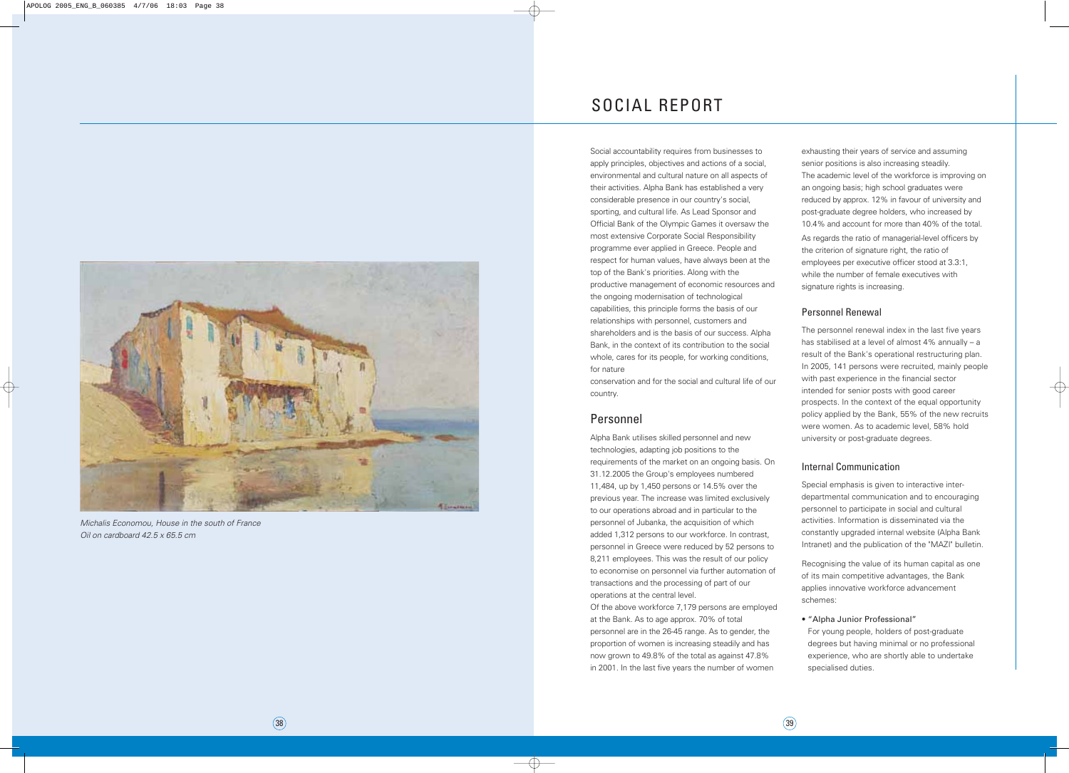Michalis Economou, House in the south of France
Oil on cardboard 42.5 x 65.5 cm

# SOCIAL REPORT

Social accountability requires from businesses to apply principles, objectives and actions of a social, environmental and cultural nature on all aspects of their activities. Alpha Bank has established a very considerable presence in our country's social, sporting, and cultural life. As Lead Sponsor and Official Bank of the Olympic Games it oversaw the most extensive Corporate Social Responsibility programme ever applied in Greece. People and respect for human values, have always been at the top of the Bank's priorities. Along with the productive management of economic resources and the ongoing modernisation of technological capabilities, this principle forms the basis of our relationships with personnel, customers and shareholders and is the basis of our success. Alpha Bank, in the context of its contribution to the social whole, cares for its people, for working conditions, for nature conservation and for the social and cultural life of our country.

## Personnel

Alpha Bank utilises skilled personnel and new technologies, adapting job positions to the requirements of the market on an ongoing basis. On 31.12.2005 the Group's employees numbered 11,484, up by 1,450 persons or 14.5% over the previous year. The increase was limited exclusively to our operations abroad and in particular to the personnel of Jubanka, the acquisition of which added 1,312 persons to our workforce. In contrast, personnel in Greece were reduced by 52 persons to 8,211 employees. This was the result of our policy to economise on personnel via further automation of transactions and the processing of part of our operations at the central level.

Of the above workforce 7,179 persons are employed at the Bank. As to age approx. 70% of total personnel are in the 26-45 range. As to gender, the proportion of women is increasing steadily and has now grown to 49.8% of the total as against 47.8% in 2001. In the last five years the number of women exhausting their years of service and assuming senior positions is also increasing steadily.

The academic level of the workforce is improving on an ongoing basis; high school graduates were reduced by approx. 12% in favour of university and post-graduate degree holders, who increased by 10.4% and account for more than 40% of the total.

As regards the ratio of managerial-level officers by the criterion of signature right, the ratio of employees per executive officer stood at 3.3:1, while the number of female executives with signature rights is increasing.

### Personnel Renewal

The personnel renewal index in the last five years has stabilised at a level of almost 4% annually – a result of the Bank's operational restructuring plan. In 2005, 141 persons were recruited, mainly people with past experience in the financial sector intended for senior posts with good career prospects. In the context of the equal opportunity policy applied by the Bank, 55% of the new recruits were women. As to academic level, 58% hold university or post-graduate degrees.

### Internal Communication

Special emphasis is given to interactive inter-departmental communication and to encouraging personnel to participate in social and cultural activities. Information is disseminated via the constantly upgraded internal website (Alpha Bank Intranet) and the publication of the "MAZI" bulletin.

Recognising the value of its human capital as one of its main competitive advantages, the Bank applies innovative workforce advancement schemes:

- "Alpha Junior Professional"
  For young people, holders of post-graduate degrees but having minimal or no professional experience, who are shortly able to undertake specialised duties.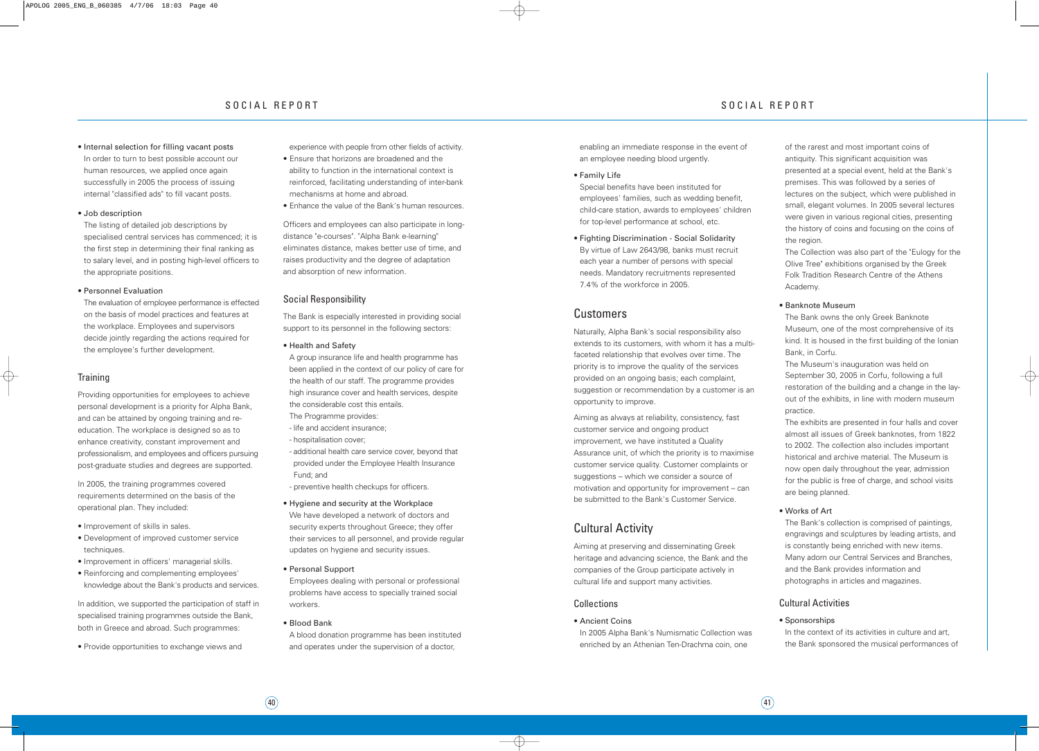- Internal selection for filling vacant posts
  In order to turn to best possible account our human resources, we applied once again successfully in 2005 the process of issuing internal "classified ads" to fill vacant posts.

- Job description
  The listing of detailed job descriptions by specialised central services has commenced; it is the first step in determining their final ranking as to salary level, and in posting high-level officers to the appropriate positions.

- Personnel Evaluation
  The evaluation of employee performance is effected on the basis of model practices and features at the workplace. Employees and supervisors decide jointly regarding the actions required for the employee's further development.

### Training

Providing opportunities for employees to achieve personal development is a priority for Alpha Bank, and can be attained by ongoing training and re-education. The workplace is designed so as to enhance creativity, constant improvement and professionalism, and employees and officers pursuing post-graduate studies and degrees are supported.

In 2005, the training programmes covered requirements determined on the basis of the operational plan. They included:

- Improvement of skills in sales.
- Development of improved customer service techniques.
- Improvement in officers' managerial skills.
- Reinforcing and complementing employees' knowledge about the Bank's products and services.

In addition, we supported the participation of staff in specialised training programmes outside the Bank, both in Greece and abroad. Such programmes:

- Provide opportunities to exchange views and experience with people from other fields of activity.
- Ensure that horizons are broadened and the ability to function in the international context is reinforced, facilitating understanding of inter-bank mechanisms at home and abroad.
- Enhance the value of the Bank's human resources.

Officers and employees can also participate in long-distance "e-courses". "Alpha Bank e-learning" eliminates distance, makes better use of time, and raises productivity and the degree of adaptation and absorption of new information.

### Social Responsibility

The Bank is especially interested in providing social support to its personnel in the following sectors:

- Health and Safety
  A group insurance life and health programme has been applied in the context of our policy of care for the health of our staff. The programme provides high insurance cover and health services, despite the considerable cost this entails.
  The Programme provides:
  - life and accident insurance;
  - hospitalisation cover;
  - additional health care service cover, beyond that provided under the Employee Health Insurance Fund; and
  - preventive health checkups for officers.

- Hygiene and security at the Workplace
  We have developed a network of doctors and security experts throughout Greece; they offer their services to all personnel, and provide regular updates on hygiene and security issues.

- Personal Support
  Employees dealing with personal or professional problems have access to specially trained social workers.

- Blood Bank
  A blood donation programme has been instituted and operates under the supervision of a doctor, enabling an immediate response in the event of an employee needing blood urgently.

- Family Life
  Special benefits have been instituted for employees' families, such as wedding benefit, child-care station, awards to employees' children for top-level performance at school, etc.

- Fighting Discrimination - Social Solidarity
  By virtue of Law 2643/98, banks must recruit each year a number of persons with special needs. Mandatory recruitments represented 7.4% of the workforce in 2005.

## Customers

Naturally, Alpha Bank's social responsibility also extends to its customers, with whom it has a multi-faceted relationship that evolves over time. The priority is to improve the quality of the services provided on an ongoing basis; each complaint, suggestion or recommendation by a customer is an opportunity to improve.

Aiming as always at reliability, consistency, fast customer service and ongoing product improvement, we have instituted a Quality Assurance unit, of which the priority is to maximise customer service quality. Customer complaints or suggestions – which we consider a source of motivation and opportunity for improvement – can be submitted to the Bank's Customer Service.

## Cultural Activity

Aiming at preserving and disseminating Greek heritage and advancing science, the Bank and the companies of the Group participate actively in cultural life and support many activities.

### Collections

- Ancient Coins
  In 2005 Alpha Bank's Numismatic Collection was enriched by an Athenian Ten-Drachma coin, one of the rarest and most important coins of antiquity. This significant acquisition was presented at a special event, held at the Bank's premises. This was followed by a series of lectures on the subject, which were published in small, elegant volumes. In 2005 several lectures were given in various regional cities, presenting the history of coins and focusing on the coins of the region.
  The Collection was also part of the "Eulogy for the Olive Tree" exhibitions organised by the Greek Folk Tradition Research Centre of the Athens Academy.

- Banknote Museum
  The Bank owns the only Greek Banknote Museum, one of the most comprehensive of its kind. It is housed in the first building of the Ionian Bank, in Corfu.
  The Museum's inauguration was held on September 30, 2005 in Corfu, following a full restoration of the building and a change in the lay-out of the exhibits, in line with modern museum practice.
  The exhibits are presented in four halls and cover almost all issues of Greek banknotes, from 1822 to 2002. The collection also includes important historical and archive material. The Museum is now open daily throughout the year, admission for the public is free of charge, and school visits are being planned.

- Works of Art
  The Bank's collection is comprised of paintings, engravings and sculptures by leading artists, and is constantly being enriched with new items. Many adorn our Central Services and Branches, and the Bank provides information and photographs in articles and magazines.

### Cultural Activities

- Sponsorships
  In the context of its activities in culture and art, the Bank sponsored the musical performances of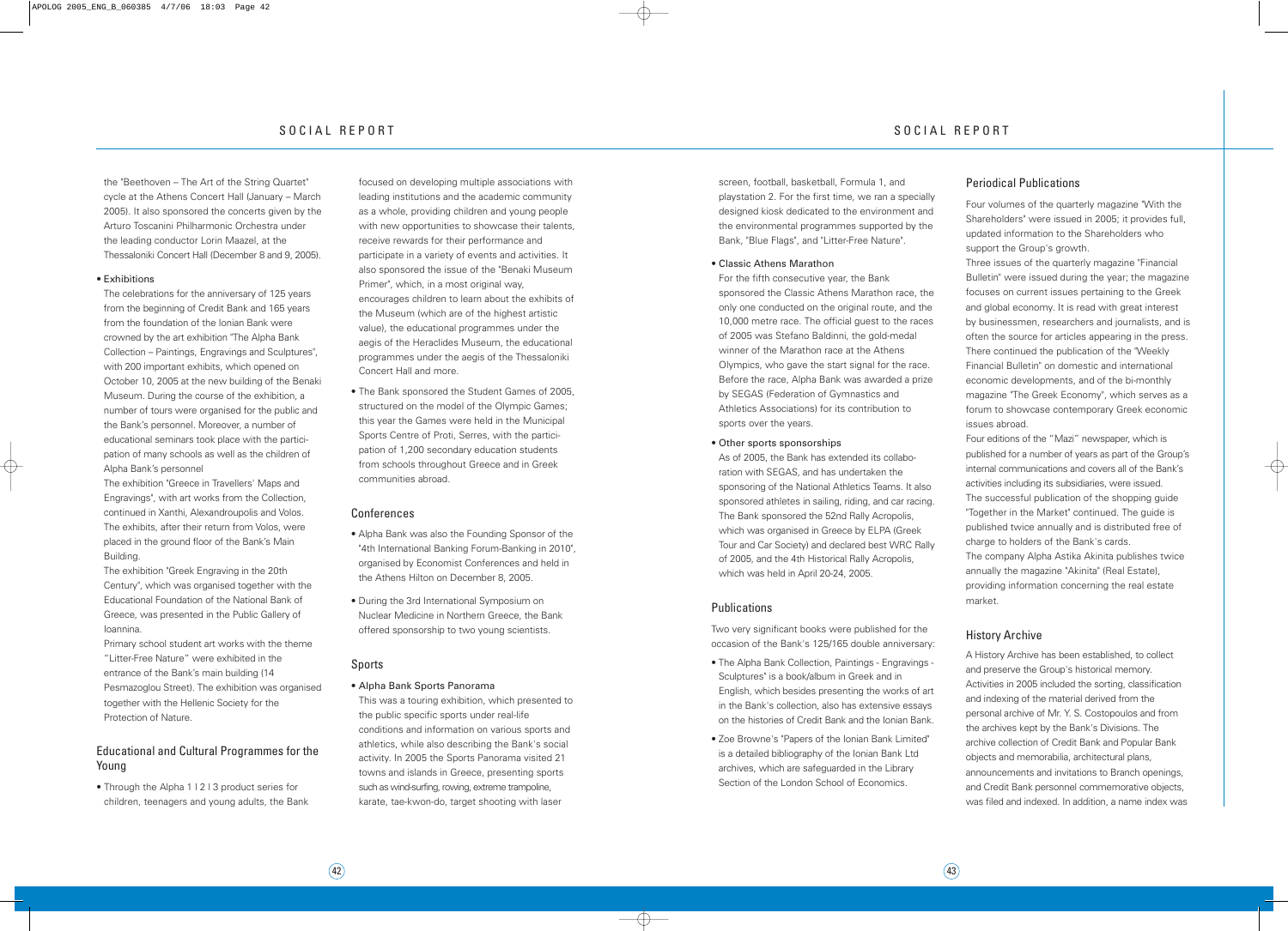the "Beethoven – The Art of the String Quartet" cycle at the Athens Concert Hall (January – March 2005). It also sponsored the concerts given by the Arturo Toscanini Philharmonic Orchestra under the leading conductor Lorin Maazel, at the Thessaloniki Concert Hall (December 8 and 9, 2005).

- Exhibitions

The celebrations for the anniversary of 125 years from the beginning of Credit Bank and 165 years from the foundation of the Ionian Bank were crowned by the art exhibition "The Alpha Bank Collection – Paintings, Engravings and Sculptures", with 200 important exhibits, which opened on October 10, 2005 at the new building of the Benaki Museum. During the course of the exhibition, a number of tours were organised for the public and the Bank's personnel. Moreover, a number of educational seminars took place with the participation of many schools as well as the children of Alpha Bank's personnel

The exhibition "Greece in Travellers' Maps and Engravings", with art works from the Collection, continued in Xanthi, Alexandroupolis and Volos. The exhibits, after their return from Volos, were placed in the ground floor of the Bank's Main Building.

The exhibition "Greek Engraving in the 20th Century", which was organised together with the Educational Foundation of the National Bank of Greece, was presented in the Public Gallery of Ioannina.

Primary school student art works with the theme "Litter-Free Nature" were exhibited in the entrance of the Bank's main building (14 Pesmazoglou Street). The exhibition was organised together with the Hellenic Society for the Protection of Nature.

## Educational and Cultural Programmes for the Young

- Through the Alpha 1 | 2 | 3 product series for children, teenagers and young adults, the Bank focused on developing multiple associations with leading institutions and the academic community as a whole, providing children and young people with new opportunities to showcase their talents, receive rewards for their performance and participate in a variety of events and activities. It also sponsored the issue of the "Benaki Museum Primer", which, in a most original way, encourages children to learn about the exhibits of the Museum (which are of the highest artistic value), the educational programmes under the aegis of the Heraclides Museum, the educational programmes under the aegis of the Thessaloniki Concert Hall and more.
- The Bank sponsored the Student Games of 2005, structured on the model of the Olympic Games; this year the Games were held in the Municipal Sports Centre of Proti, Serres, with the participation of 1,200 secondary education students from schools throughout Greece and in Greek communities abroad.

## Conferences

- Alpha Bank was also the Founding Sponsor of the "4th International Banking Forum-Banking in 2010", organised by Economist Conferences and held in the Athens Hilton on December 8, 2005.
- During the 3rd International Symposium on Nuclear Medicine in Northern Greece, the Bank offered sponsorship to two young scientists.

## Sports

- Alpha Bank Sports Panorama

This was a touring exhibition, which presented to the public specific sports under real-life conditions and information on various sports and athletics, while also describing the Bank's social activity. In 2005 the Sports Panorama visited 21 towns and islands in Greece, presenting sports such as wind-surfing, rowing, extreme trampoline, karate, tae-kwon-do, target shooting with laser screen, football, basketball, Formula 1, and playstation 2. For the first time, we ran a specially designed kiosk dedicated to the environment and the environmental programmes supported by the Bank, "Blue Flags", and "Litter-Free Nature".

- Classic Athens Marathon

For the fifth consecutive year, the Bank sponsored the Classic Athens Marathon race, the only one conducted on the original route, and the 10,000 metre race. The official guest to the races of 2005 was Stefano Baldinni, the gold-medal winner of the Marathon race at the Athens Olympics, who gave the start signal for the race. Before the race, Alpha Bank was awarded a prize by SEGAS (Federation of Gymnastics and Athletics Associations) for its contribution to sports over the years.

- Other sports sponsorships

As of 2005, the Bank has extended its collaboration with SEGAS, and has undertaken the sponsoring of the National Athletics Teams. It also sponsored athletes in sailing, riding, and car racing. The Bank sponsored the 52nd Rally Acropolis, which was organised in Greece by ELPA (Greek Tour and Car Society) and declared best WRC Rally of 2005, and the 4th Historical Rally Acropolis, which was held in April 20-24, 2005.

## Publications

Two very significant books were published for the occasion of the Bank's 125/165 double anniversary:

- The Alpha Bank Collection, Paintings - Engravings - Sculptures" is a book/album in Greek and in English, which besides presenting the works of art in the Bank's collection, also has extensive essays on the histories of Credit Bank and the Ionian Bank.
- Zoe Browne's "Papers of the Ionian Bank Limited" is a detailed bibliography of the Ionian Bank Ltd archives, which are safeguarded in the Library Section of the London School of Economics.

## Periodical Publications

Four volumes of the quarterly magazine "With the Shareholders" were issued in 2005; it provides full, updated information to the Shareholders who support the Group's growth.

Three issues of the quarterly magazine "Financial Bulletin" were issued during the year; the magazine focuses on current issues pertaining to the Greek and global economy. It is read with great interest by businessmen, researchers and journalists, and is often the source for articles appearing in the press. There continued the publication of the "Weekly Financial Bulletin" on domestic and international economic developments, and of the bi-monthly magazine "The Greek Economy", which serves as a forum to showcase contemporary Greek economic issues abroad.

Four editions of the "Mazi" newspaper, which is published for a number of years as part of the Group's internal communications and covers all of the Bank's activities including its subsidiaries, were issued.

The successful publication of the shopping guide "Together in the Market" continued. The guide is published twice annually and is distributed free of charge to holders of the Bank's cards.

The company Alpha Astika Akinita publishes twice annually the magazine "Akinita" (Real Estate), providing information concerning the real estate market.

## History Archive

A History Archive has been established, to collect and preserve the Group's historical memory. Activities in 2005 included the sorting, classification and indexing of the material derived from the personal archive of Mr. Y. S. Costopoulos and from the archives kept by the Bank's Divisions. The archive collection of Credit Bank and Popular Bank objects and memorabilia, architectural plans, announcements and invitations to Branch openings, and Credit Bank personnel commemorative objects, was filed and indexed. In addition, a name index was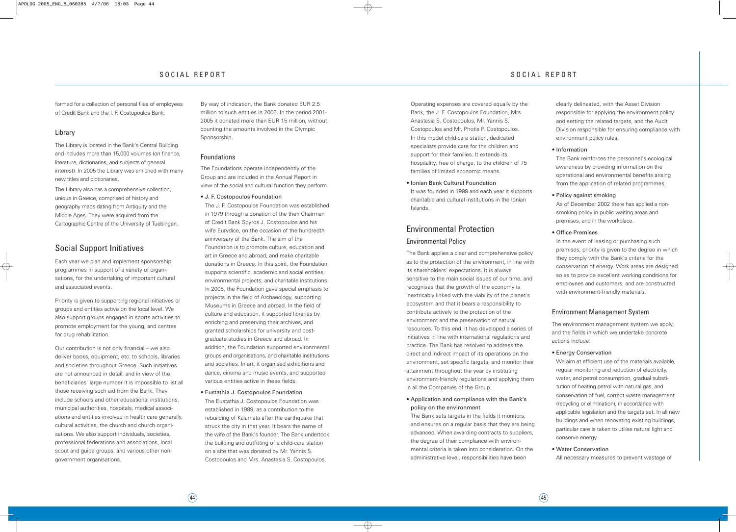formed for a collection of personal files of employees of Credit Bank and the I. F. Costopoulos Bank.

### Library

The Library is located in the Bank's Central Building and includes more than 15,000 volumes (on finance, literature, dictionaries, and subjects of general interest). In 2005 the Library was enriched with many new titles and dictionaries.

The Library also has a comprehensive collection, unique in Greece, comprised of history and geography maps dating from Antiquity and the Middle Ages. They were acquired from the Cartographic Centre of the University of Tuebingen.

## Social Support Initiatives

Each year we plan and implement sponsorship programmes in support of a variety of organisations, for the undertaking of important cultural and associated events.

Priority is given to supporting regional initiatives or groups and entities active on the local level. We also support groups engaged in sports activities to promote employment for the young, and centres for drug rehabilitation.

Our contribution is not only financial – we also deliver books, equipment, etc. to schools, libraries and societies throughout Greece. Such initiatives are not announced in detail, and in view of the beneficiaries' large number it is impossible to list all those receiving such aid from the Bank. They include schools and other educational institutions, municipal authorities, hospitals, medical associations and entities involved in health care generally, cultural activities, the church and church organisations. We also support individuals, societies, professional federations and associations, local scout and guide groups, and various other non-government organisations.

By way of indication, the Bank donated EUR 2.5 million to such entities in 2005. In the period 2001-2005 it donated more than EUR 15 million, without counting the amounts involved in the Olympic Sponsorship.

### Foundations

The Foundations operate independently of the Group and are included in the Annual Report in view of the social and cultural function they perform.

- J. F. Costopoulos Foundation

  The J. F. Costopoulos Foundation was established in 1979 through a donation of the then Chairman of Credit Bank Spyros J. Costopoulos and his wife Eurydice, on the occasion of the hundredth anniversary of the Bank. The aim of the Foundation is to promote culture, education and art in Greece and abroad, and make charitable donations in Greece. In this spirit, the Foundation supports scientific, academic and social entities, environmental projects, and charitable institutions. In 2005, the Foundation gave special emphasis to projects in the field of Archaeology, supporting Museums in Greece and abroad. In the field of culture and education, it supported libraries by enriching and preserving their archives, and granted scholarships for university and post-graduate studies in Greece and abroad. In addition, the Foundation supported environmental groups and organisations, and charitable institutions and societies. In art, it organised exhibitions and dance, cinema and music events, and supported various entities active in these fields.

- Eustathia J. Costopoulos Foundation

  The Eustathia J. Costopoulos Foundation was established in 1989, as a contribution to the rebuilding of Kalamata after the earthquake that struck the city in that year. It bears the name of the wife of the Bank's founder. The Bank undertook the building and outfitting of a child-care station on a site that was donated by Mr. Yannis S. Costopoulos and Mrs. Anastasia S. Costopoulos. Operating expenses are covered equally by the Bank, the J. F. Costopoulos Foundation, Mrs. Anastasia S. Costopoulos, Mr. Yannis S. Costopoulos and Mr. Photis P. Costopoulos. In this model child-care station, dedicated specialists provide care for the children and support for their families. It extends its hospitality, free of charge, to the children of 75 families of limited economic means.

- Ionian Bank Cultural Foundation

  It was founded in 1999 and each year it supports charitable and cultural institutions in the Ionian Islands.

## Environmental Protection

### Environmental Policy

The Bank applies a clear and comprehensive policy as to the protection of the environment, in line with its shareholders' expectations. It is always sensitive to the main social issues of our time, and recognises that the growth of the economy is inextricably linked with the viability of the planet's ecosystem and that it bears a responsibility to contribute actively to the protection of the environment and the preservation of natural resources. To this end, it has developed a series of initiatives in line with international regulations and practice. The Bank has resolved to address the direct and indirect impact of its operations on the environment, set specific targets, and monitor their attainment throughout the year by instituting environment-friendly regulations and applying them in all the Companies of the Group.

- Application and compliance with the Bank's policy on the environment

  The Bank sets targets in the fields it monitors, and ensures on a regular basis that they are being advanced. When awarding contracts to suppliers, the degree of their compliance with environmental criteria is taken into consideration. On the administrative level, responsibilities have been clearly delineated, with the Asset Division responsible for applying the environment policy and setting the related targets, and the Audit Division responsible for ensuring compliance with environment policy rules.

- Information

  The Bank reinforces the personnel's ecological awareness by providing information on the operational and environmental benefits arising from the application of related programmes.

- Policy against smoking

  As of December 2002 there has applied a non-smoking policy in public waiting areas and premises, and in the workplace.

- Office Premises

  In the event of leasing or purchasing such premises, priority is given to the degree in which they comply with the Bank's criteria for the conservation of energy. Work areas are designed so as to provide excellent working conditions for employees and customers, and are constructed with environment-friendly materials.

### Environment Management System

The environment management system we apply, and the fields in which we undertake concrete actions include:

- Energy Conservation

  We aim at efficient use of the materials available, regular monitoring and reduction of electricity, water, and petrol consumption, gradual substitution of heating petrol with natural gas, and conservation of fuel, correct waste management (recycling or elimination), in accordance with applicable legislation and the targets set. In all new buildings and when renovating existing buildings, particular care is taken to utilise natural light and conserve energy.

- Water Conservation

  All necessary measures to prevent wastage of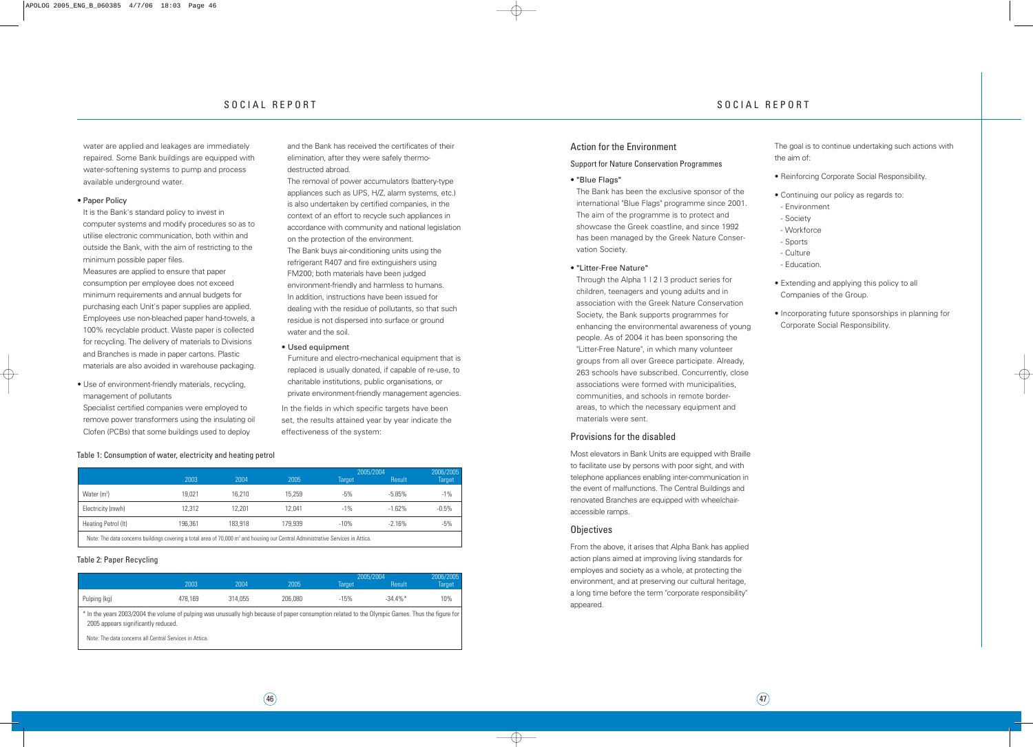water are applied and leakages are immediately repaired. Some Bank buildings are equipped with water-softening systems to pump and process available underground water.

- Paper Policy

  It is the Bank's standard policy to invest in computer systems and modify procedures so as to utilise electronic communication, both within and outside the Bank, with the aim of restricting to the minimum possible paper files.

  Measures are applied to ensure that paper consumption per employee does not exceed minimum requirements and annual budgets for purchasing each Unit's paper supplies are applied. Employees use non-bleached paper hand-towels, a 100% recyclable product. Waste paper is collected for recycling. The delivery of materials to Divisions and Branches is made in paper cartons. Plastic materials are also avoided in warehouse packaging.

- Use of environment-friendly materials, recycling, management of pollutants

  Specialist certified companies were employed to remove power transformers using the insulating oil Clofen (PCBs) that some buildings used to deploy and the Bank has received the certificates of their elimination, after they were safely thermo-destructed abroad.

  The removal of power accumulators (battery-type appliances such as UPS, H/Z, alarm systems, etc.) is also undertaken by certified companies, in the context of an effort to recycle such appliances in accordance with community and national legislation on the protection of the environment.

  The Bank buys air-conditioning units using the refrigerant R407 and fire extinguishers using FM200; both materials have been judged environment-friendly and harmless to humans.

  In addition, instructions have been issued for dealing with the residue of pollutants, so that such residue is not dispersed into surface or ground water and the soil.

- Used equipment

  Furniture and electro-mechanical equipment that is replaced is usually donated, if capable of re-use, to charitable institutions, public organisations, or private environment-friendly management agencies.

In the fields in which specific targets have been set, the results attained year by year indicate the effectiveness of the system:

Table 1: Consumption of water, electricity and heating petrol

| | 2003 | 2004 | 2005 | 2005/2004 Target | 2005/2004 Result | 2006/2005 Target |
|---|---|---|---|---|---|---|
| Water ($m^3$) | 19,021 | 16,210 | 15,259 | -5% | -5.85% | -1% |
| Electricity (mwh) | 12,312 | 12,201 | 12,041 | -1% | -1.62% | -0.5% |
| Heating Petrol (lt) | 196,361 | 183,918 | 179,939 | -10% | -2.16% | -5% |

Note: The data concerns buildings covering a total area of 70,000 $m^2$ and housing our Central Administrative Services in Attica.

Table 2: Paper Recycling

| | 2003 | 2004 | 2005 | 2005/2004 Target | 2005/2004 Result | 2006/2005 Target |
|---|---|---|---|---|---|---|
| Pulping (kg) | 478,169 | 314,055 | 206,080 | -15% | -34.4%* | 10% |

\* In the years 2003/2004 the volume of pulping was unusually high because of paper consumption related to the Olympic Games. Thus the figure for 2005 appears significantly reduced.

Note: The data concerns all Central Services in Attica.

## Action for the Environment

### Support for Nature Conservation Programmes

- "Blue Flags"

  The Bank has been the exclusive sponsor of the international "Blue Flags" programme since 2001. The aim of the programme is to protect and showcase the Greek coastline, and since 1992 has been managed by the Greek Nature Conservation Society.

- "Litter-Free Nature"

  Through the Alpha 1 l 2 l 3 product series for children, teenagers and young adults and in association with the Greek Nature Conservation Society, the Bank supports programmes for enhancing the environmental awareness of young people. As of 2004 it has been sponsoring the "Litter-Free Nature", in which many volunteer groups from all over Greece participate. Already, 263 schools have subscribed. Concurrently, close associations were formed with municipalities, communities, and schools in remote border-areas, to which the necessary equipment and materials were sent.

## Provisions for the disabled

Most elevators in Bank Units are equipped with Braille to facilitate use by persons with poor sight, and with telephone appliances enabling inter-communication in the event of malfunctions. The Central Buildings and renovated Branches are equipped with wheelchair-accessible ramps.

## Objectives

From the above, it arises that Alpha Bank has applied action plans aimed at improving living standards for employes and society as a whole, at protecting the environment, and at preserving our cultural heritage, a long time before the term "corporate responsibility" appeared.

The goal is to continue undertaking such actions with the aim of:

- Reinforcing Corporate Social Responsibility.
- Continuing our policy as regards to:
  - Environment
  - Society
  - Workforce
  - Sports
  - Culture
  - Education.
- Extending and applying this policy to all Companies of the Group.
- Incorporating future sponsorships in planning for Corporate Social Responsibility.